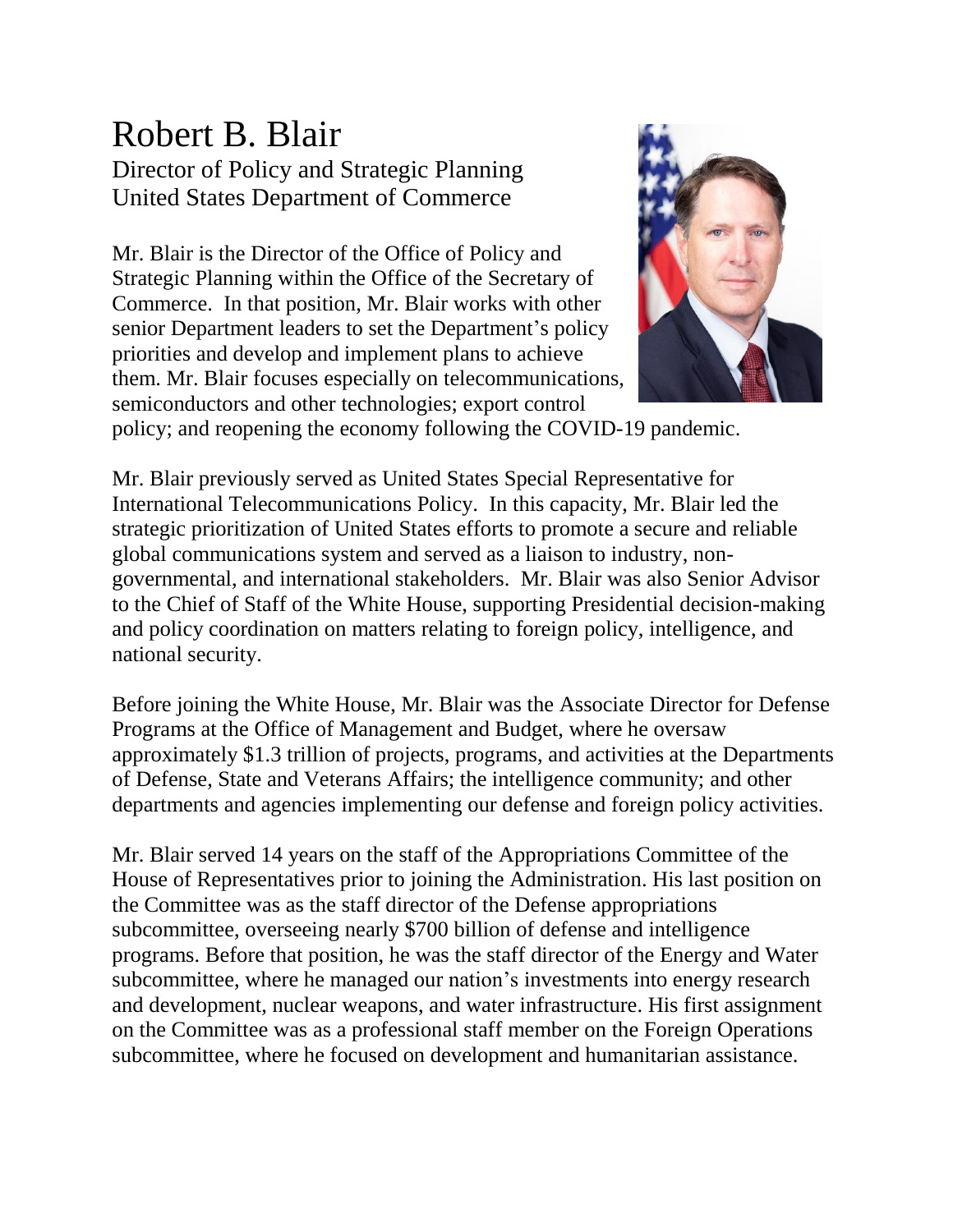# Robert B. Blair

Director of Policy and Strategic Planning
United States Department of Commerce

Mr. Blair is the Director of the Office of Policy and Strategic Planning within the Office of the Secretary of Commerce. In that position, Mr. Blair works with other senior Department leaders to set the Department's policy priorities and develop and implement plans to achieve them. Mr. Blair focuses especially on telecommunications, semiconductors and other technologies; export control policy; and reopening the economy following the COVID-19 pandemic.

Mr. Blair previously served as United States Special Representative for International Telecommunications Policy. In this capacity, Mr. Blair led the strategic prioritization of United States efforts to promote a secure and reliable global communications system and served as a liaison to industry, non-governmental, and international stakeholders. Mr. Blair was also Senior Advisor to the Chief of Staff of the White House, supporting Presidential decision-making and policy coordination on matters relating to foreign policy, intelligence, and national security.

Before joining the White House, Mr. Blair was the Associate Director for Defense Programs at the Office of Management and Budget, where he oversaw approximately $1.3 trillion of projects, programs, and activities at the Departments of Defense, State and Veterans Affairs; the intelligence community; and other departments and agencies implementing our defense and foreign policy activities.

Mr. Blair served 14 years on the staff of the Appropriations Committee of the House of Representatives prior to joining the Administration. His last position on the Committee was as the staff director of the Defense appropriations subcommittee, overseeing nearly $700 billion of defense and intelligence programs. Before that position, he was the staff director of the Energy and Water subcommittee, where he managed our nation's investments into energy research and development, nuclear weapons, and water infrastructure. His first assignment on the Committee was as a professional staff member on the Foreign Operations subcommittee, where he focused on development and humanitarian assistance.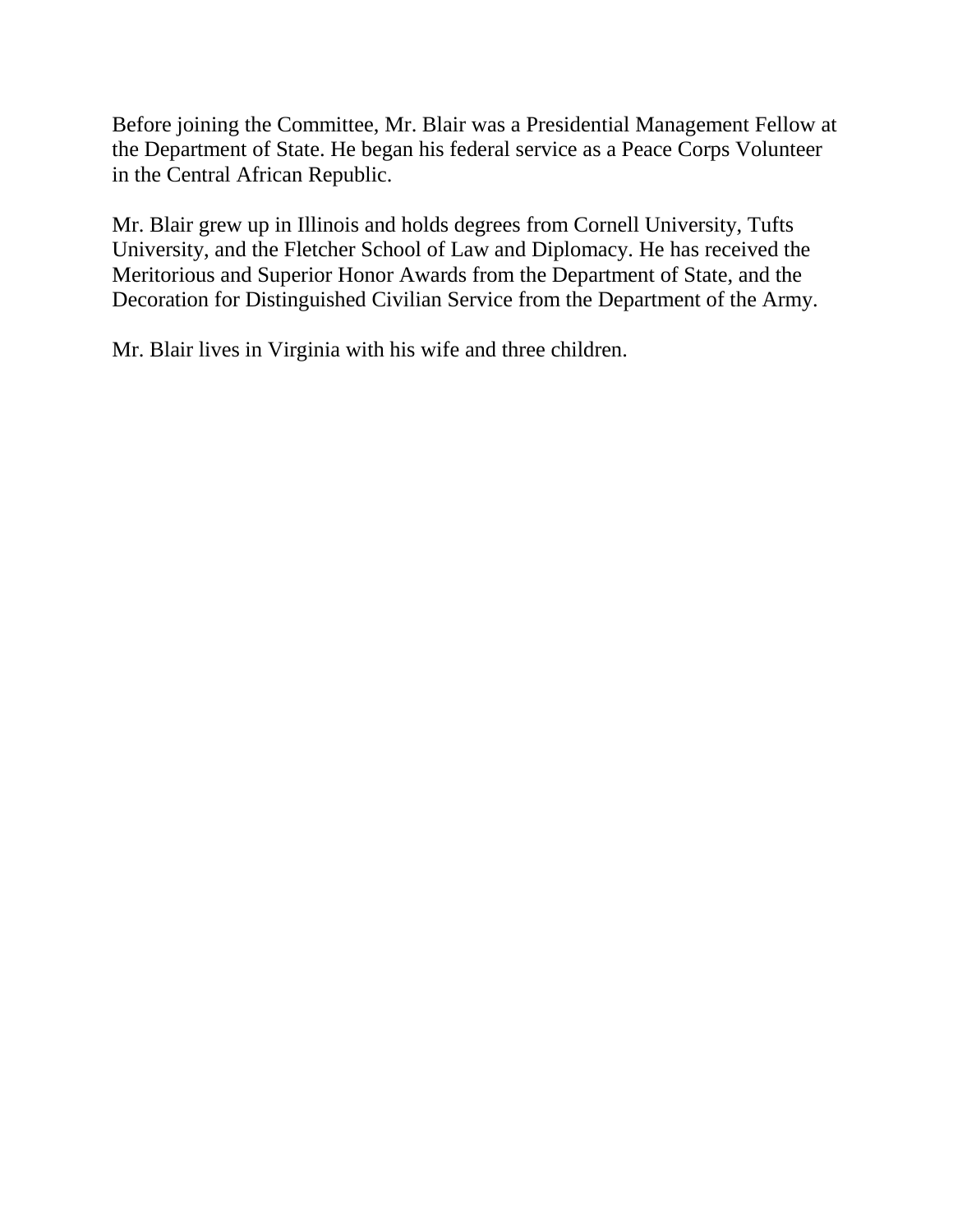Before joining the Committee, Mr. Blair was a Presidential Management Fellow at the Department of State. He began his federal service as a Peace Corps Volunteer in the Central African Republic.

Mr. Blair grew up in Illinois and holds degrees from Cornell University, Tufts University, and the Fletcher School of Law and Diplomacy. He has received the Meritorious and Superior Honor Awards from the Department of State, and the Decoration for Distinguished Civilian Service from the Department of the Army.

Mr. Blair lives in Virginia with his wife and three children.